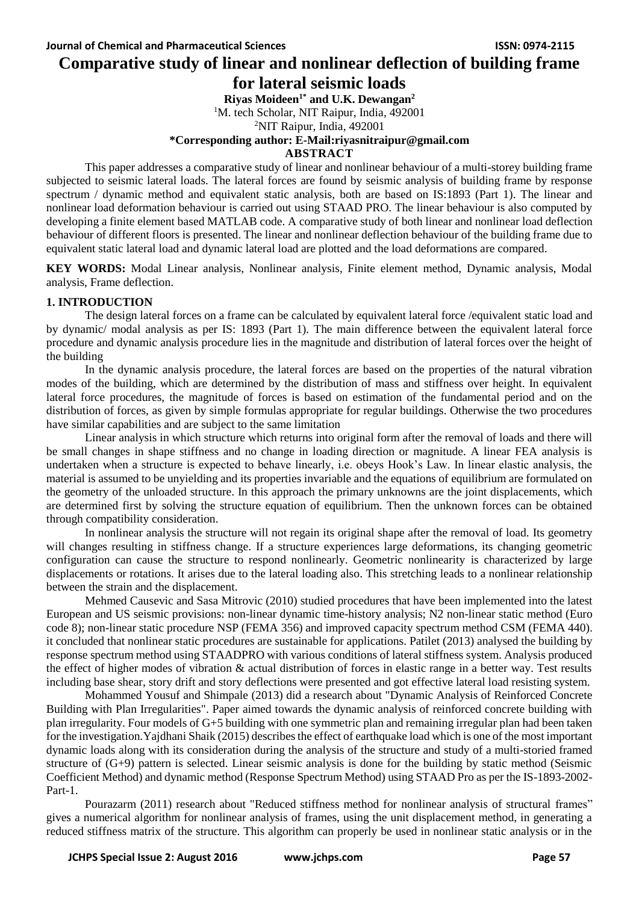# Comparative study of linear and nonlinear deflection of building frame for lateral seismic loads

**Riyas Moideen[1*] and U.K. Dewangan[2]**

[1]M. tech Scholar, NIT Raipur, India, 492001

[2]NIT Raipur, India, 492001

**\*Corresponding author: E-Mail:riyasnitraipur@gmail.com**

## ABSTRACT

This paper addresses a comparative study of linear and nonlinear behaviour of a multi-storey building frame subjected to seismic lateral loads. The lateral forces are found by seismic analysis of building frame by response spectrum / dynamic method and equivalent static analysis, both are based on IS:1893 (Part 1). The linear and nonlinear load deformation behaviour is carried out using STAAD PRO. The linear behaviour is also computed by developing a finite element based MATLAB code. A comparative study of both linear and nonlinear load deflection behaviour of different floors is presented. The linear and nonlinear deflection behaviour of the building frame due to equivalent static lateral load and dynamic lateral load are plotted and the load deformations are compared.

**KEY WORDS:** Modal Linear analysis, Nonlinear analysis, Finite element method, Dynamic analysis, Modal analysis, Frame deflection.

## 1. INTRODUCTION

The design lateral forces on a frame can be calculated by equivalent lateral force /equivalent static load and by dynamic/ modal analysis as per IS: 1893 (Part 1). The main difference between the equivalent lateral force procedure and dynamic analysis procedure lies in the magnitude and distribution of lateral forces over the height of the building

In the dynamic analysis procedure, the lateral forces are based on the properties of the natural vibration modes of the building, which are determined by the distribution of mass and stiffness over height. In equivalent lateral force procedures, the magnitude of forces is based on estimation of the fundamental period and on the distribution of forces, as given by simple formulas appropriate for regular buildings. Otherwise the two procedures have similar capabilities and are subject to the same limitation

Linear analysis in which structure which returns into original form after the removal of loads and there will be small changes in shape stiffness and no change in loading direction or magnitude. A linear FEA analysis is undertaken when a structure is expected to behave linearly, i.e. obeys Hook's Law. In linear elastic analysis, the material is assumed to be unyielding and its properties invariable and the equations of equilibrium are formulated on the geometry of the unloaded structure. In this approach the primary unknowns are the joint displacements, which are determined first by solving the structure equation of equilibrium. Then the unknown forces can be obtained through compatibility consideration.

In nonlinear analysis the structure will not regain its original shape after the removal of load. Its geometry will changes resulting in stiffness change. If a structure experiences large deformations, its changing geometric configuration can cause the structure to respond nonlinearly. Geometric nonlinearity is characterized by large displacements or rotations. It arises due to the lateral loading also. This stretching leads to a nonlinear relationship between the strain and the displacement.

Mehmed Causevic and Sasa Mitrovic (2010) studied procedures that have been implemented into the latest European and US seismic provisions: non-linear dynamic time-history analysis; N2 non-linear static method (Euro code 8); non-linear static procedure NSP (FEMA 356) and improved capacity spectrum method CSM (FEMA 440). it concluded that nonlinear static procedures are sustainable for applications. Patilet (2013) analysed the building by response spectrum method using STAADPRO with various conditions of lateral stiffness system. Analysis produced the effect of higher modes of vibration & actual distribution of forces in elastic range in a better way. Test results including base shear, story drift and story deflections were presented and got effective lateral load resisting system.

Mohammed Yousuf and Shimpale (2013) did a research about "Dynamic Analysis of Reinforced Concrete Building with Plan Irregularities". Paper aimed towards the dynamic analysis of reinforced concrete building with plan irregularity. Four models of G+5 building with one symmetric plan and remaining irregular plan had been taken for the investigation.Yajdhani Shaik (2015) describes the effect of earthquake load which is one of the most important dynamic loads along with its consideration during the analysis of the structure and study of a multi-storied framed structure of (G+9) pattern is selected. Linear seismic analysis is done for the building by static method (Seismic Coefficient Method) and dynamic method (Response Spectrum Method) using STAAD Pro as per the IS-1893-2002-Part-1.

Pourazarm (2011) research about "Reduced stiffness method for nonlinear analysis of structural frames" gives a numerical algorithm for nonlinear analysis of frames, using the unit displacement method, in generating a reduced stiffness matrix of the structure. This algorithm can properly be used in nonlinear static analysis or in the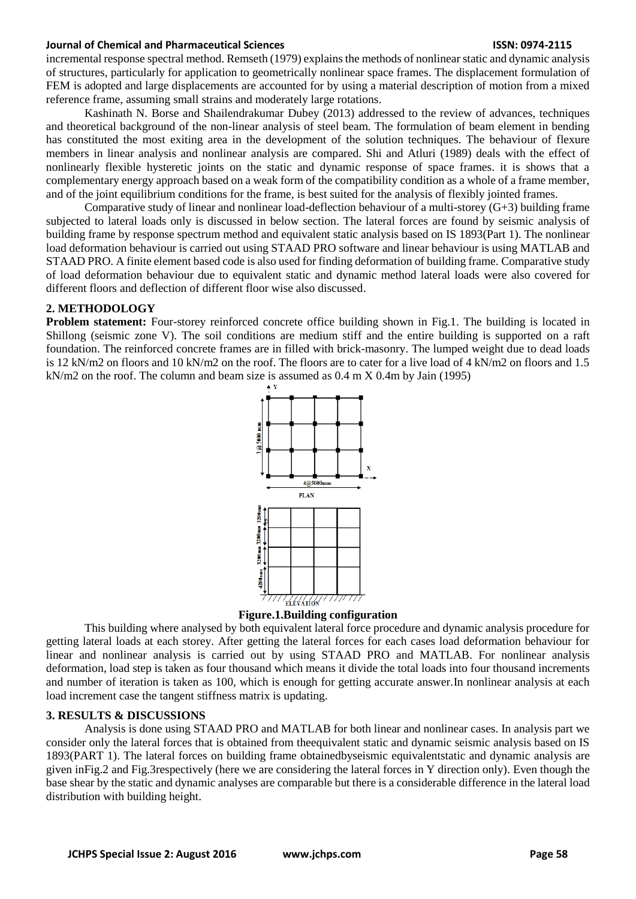incremental response spectral method. Remseth (1979) explains the methods of nonlinear static and dynamic analysis of structures, particularly for application to geometrically nonlinear space frames. The displacement formulation of FEM is adopted and large displacements are accounted for by using a material description of motion from a mixed reference frame, assuming small strains and moderately large rotations.

Kashinath N. Borse and Shailendrakumar Dubey (2013) addressed to the review of advances, techniques and theoretical background of the non-linear analysis of steel beam. The formulation of beam element in bending has constituted the most exiting area in the development of the solution techniques. The behaviour of flexure members in linear analysis and nonlinear analysis are compared. Shi and Atluri (1989) deals with the effect of nonlinearly flexible hysteretic joints on the static and dynamic response of space frames. it is shows that a complementary energy approach based on a weak form of the compatibility condition as a whole of a frame member, and of the joint equilibrium conditions for the frame, is best suited for the analysis of flexibly jointed frames.

Comparative study of linear and nonlinear load-deflection behaviour of a multi-storey (G+3) building frame subjected to lateral loads only is discussed in below section. The lateral forces are found by seismic analysis of building frame by response spectrum method and equivalent static analysis based on IS 1893(Part 1). The nonlinear load deformation behaviour is carried out using STAAD PRO software and linear behaviour is using MATLAB and STAAD PRO. A finite element based code is also used for finding deformation of building frame. Comparative study of load deformation behaviour due to equivalent static and dynamic method lateral loads were also covered for different floors and deflection of different floor wise also discussed.

## 2. METHODOLOGY

**Problem statement:** Four-storey reinforced concrete office building shown in Fig.1. The building is located in Shillong (seismic zone V). The soil conditions are medium stiff and the entire building is supported on a raft foundation. The reinforced concrete frames are in filled with brick-masonry. The lumped weight due to dead loads is 12 kN/m2 on floors and 10 kN/m2 on the roof. The floors are to cater for a live load of 4 kN/m2 on floors and 1.5 kN/m2 on the roof. The column and beam size is assumed as 0.4 m X 0.4m by Jain (1995)

Y

X

3 @ 5000 mm

4@5000mm

PLAN

3200mm 3200mm 3200mm 4200mm

ELEVATION

**Figure.1.Building configuration**

This building where analysed by both equivalent lateral force procedure and dynamic analysis procedure for getting lateral loads at each storey. After getting the lateral forces for each cases load deformation behaviour for linear and nonlinear analysis is carried out by using STAAD PRO and MATLAB. For nonlinear analysis deformation, load step is taken as four thousand which means it divide the total loads into four thousand increments and number of iteration is taken as 100, which is enough for getting accurate answer.In nonlinear analysis at each load increment case the tangent stiffness matrix is updating.

## 3. RESULTS & DISCUSSIONS

Analysis is done using STAAD PRO and MATLAB for both linear and nonlinear cases. In analysis part we consider only the lateral forces that is obtained from theequivalent static and dynamic seismic analysis based on IS 1893(PART 1). The lateral forces on building frame obtainedbyseismic equivalentstatic and dynamic analysis are given inFig.2 and Fig.3respectively (here we are considering the lateral forces in Y direction only). Even though the base shear by the static and dynamic analyses are comparable but there is a considerable difference in the lateral load distribution with building height.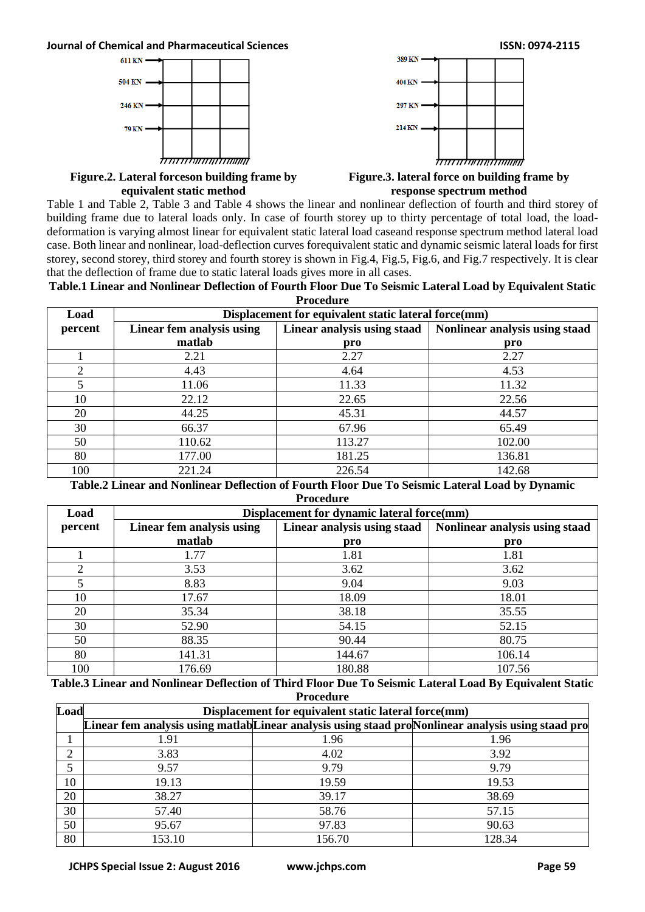611 KN

504 KN

246 KN

79 KN

Figure.2. Lateral forceson building frame by equivalent static method

389 KN

404 KN

297 KN

214 KN

Figure.3. lateral force on building frame by response spectrum method

Table 1 and Table 2, Table 3 and Table 4 shows the linear and nonlinear deflection of fourth and third storey of building frame due to lateral loads only. In case of fourth storey up to thirty percentage of total load, the load-deformation is varying almost linear for equivalent static lateral load caseand response spectrum method lateral load case. Both linear and nonlinear, load-deflection curves forequivalent static and dynamic seismic lateral loads for first storey, second storey, third storey and fourth storey is shown in Fig.4, Fig.5, Fig.6, and Fig.7 respectively. It is clear that the deflection of frame due to static lateral loads gives more in all cases.

**Table.1 Linear and Nonlinear Deflection of Fourth Floor Due To Seismic Lateral Load by Equivalent Static Procedure**

| Load percent | Displacement for equivalent static lateral force(mm) | | |
|---|---|---|---|
| | Linear fem analysis using matlab | Linear analysis using staad pro | Nonlinear analysis using staad pro |
| 1 | 2.21 | 2.27 | 2.27 |
| 2 | 4.43 | 4.64 | 4.53 |
| 5 | 11.06 | 11.33 | 11.32 |
| 10 | 22.12 | 22.65 | 22.56 |
| 20 | 44.25 | 45.31 | 44.57 |
| 30 | 66.37 | 67.96 | 65.49 |
| 50 | 110.62 | 113.27 | 102.00 |
| 80 | 177.00 | 181.25 | 136.81 |
| 100 | 221.24 | 226.54 | 142.68 |

**Table.2 Linear and Nonlinear Deflection of Fourth Floor Due To Seismic Lateral Load by Dynamic Procedure**

| Load percent | Displacement for dynamic lateral force(mm) | | |
|---|---|---|---|
| | Linear fem analysis using matlab | Linear analysis using staad pro | Nonlinear analysis using staad pro |
| 1 | 1.77 | 1.81 | 1.81 |
| 2 | 3.53 | 3.62 | 3.62 |
| 5 | 8.83 | 9.04 | 9.03 |
| 10 | 17.67 | 18.09 | 18.01 |
| 20 | 35.34 | 38.18 | 35.55 |
| 30 | 52.90 | 54.15 | 52.15 |
| 50 | 88.35 | 90.44 | 80.75 |
| 80 | 141.31 | 144.67 | 106.14 |
| 100 | 176.69 | 180.88 | 107.56 |

**Table.3 Linear and Nonlinear Deflection of Third Floor Due To Seismic Lateral Load By Equivalent Static Procedure**

| Load | Displacement for equivalent static lateral force(mm) | | |
|---|---|---|---|
| | Linear fem analysis using matlab | Linear analysis using staad pro | Nonlinear analysis using staad pro |
| 1 | 1.91 | 1.96 | 1.96 |
| 2 | 3.83 | 4.02 | 3.92 |
| 5 | 9.57 | 9.79 | 9.79 |
| 10 | 19.13 | 19.59 | 19.53 |
| 20 | 38.27 | 39.17 | 38.69 |
| 30 | 57.40 | 58.76 | 57.15 |
| 50 | 95.67 | 97.83 | 90.63 |
| 80 | 153.10 | 156.70 | 128.34 |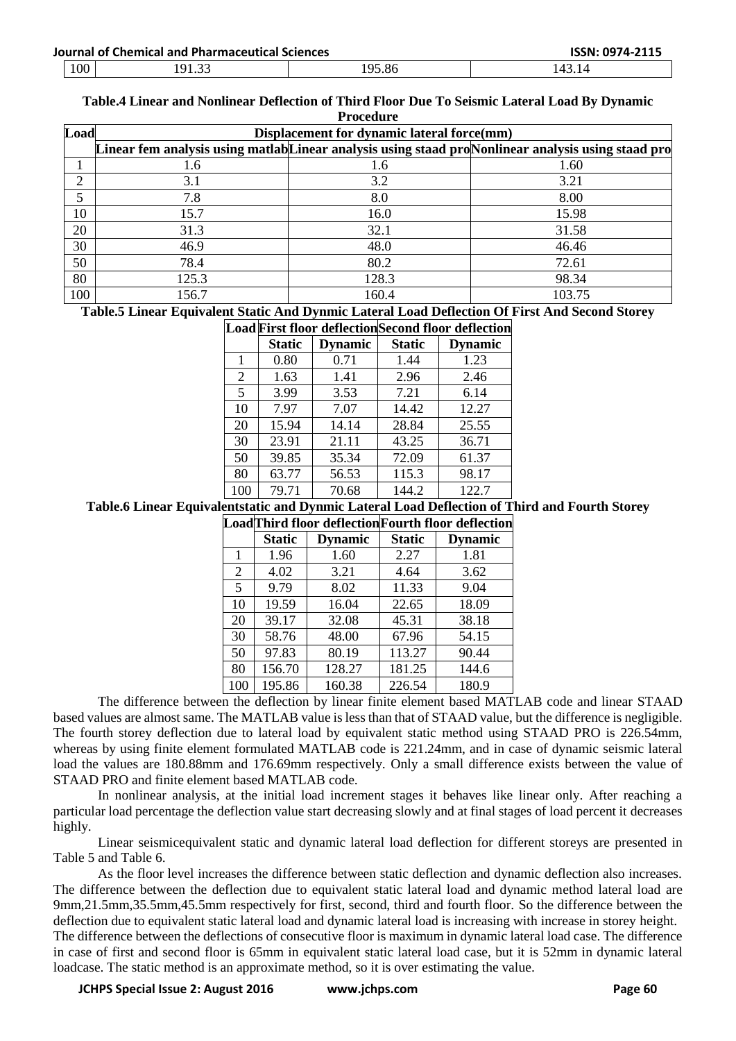| 100 | 191.33 | 195.86 | 143.14 |
|---|---|---|---|

**Table.4 Linear and Nonlinear Deflection of Third Floor Due To Seismic Lateral Load By Dynamic Procedure**

| Load | Displacement for dynamic lateral force(mm) | | |
|---|---|---|---|
| | Linear fem analysis using matlab | Linear analysis using staad pro | Nonlinear analysis using staad pro |
| 1 | 1.6 | 1.6 | 1.60 |
| 2 | 3.1 | 3.2 | 3.21 |
| 5 | 7.8 | 8.0 | 8.00 |
| 10 | 15.7 | 16.0 | 15.98 |
| 20 | 31.3 | 32.1 | 31.58 |
| 30 | 46.9 | 48.0 | 46.46 |
| 50 | 78.4 | 80.2 | 72.61 |
| 80 | 125.3 | 128.3 | 98.34 |
| 100 | 156.7 | 160.4 | 103.75 |

**Table.5 Linear Equivalent Static And Dynmic Lateral Load Deflection Of First And Second Storey**

| Load | First floor deflection | | Second floor deflection | |
|---|---|---|---|---|
| | Static | Dynamic | Static | Dynamic |
| 1 | 0.80 | 0.71 | 1.44 | 1.23 |
| 2 | 1.63 | 1.41 | 2.96 | 2.46 |
| 5 | 3.99 | 3.53 | 7.21 | 6.14 |
| 10 | 7.97 | 7.07 | 14.42 | 12.27 |
| 20 | 15.94 | 14.14 | 28.84 | 25.55 |
| 30 | 23.91 | 21.11 | 43.25 | 36.71 |
| 50 | 39.85 | 35.34 | 72.09 | 61.37 |
| 80 | 63.77 | 56.53 | 115.3 | 98.17 |
| 100 | 79.71 | 70.68 | 144.2 | 122.7 |

**Table.6 Linear Equivalentstatic and Dynmic Lateral Load Deflection of Third and Fourth Storey**

| Load | Third floor deflection | | Fourth floor deflection | |
|---|---|---|---|---|
| | Static | Dynamic | Static | Dynamic |
| 1 | 1.96 | 1.60 | 2.27 | 1.81 |
| 2 | 4.02 | 3.21 | 4.64 | 3.62 |
| 5 | 9.79 | 8.02 | 11.33 | 9.04 |
| 10 | 19.59 | 16.04 | 22.65 | 18.09 |
| 20 | 39.17 | 32.08 | 45.31 | 38.18 |
| 30 | 58.76 | 48.00 | 67.96 | 54.15 |
| 50 | 97.83 | 80.19 | 113.27 | 90.44 |
| 80 | 156.70 | 128.27 | 181.25 | 144.6 |
| 100 | 195.86 | 160.38 | 226.54 | 180.9 |

The difference between the deflection by linear finite element based MATLAB code and linear STAAD based values are almost same. The MATLAB value is less than that of STAAD value, but the difference is negligible. The fourth storey deflection due to lateral load by equivalent static method using STAAD PRO is 226.54mm, whereas by using finite element formulated MATLAB code is 221.24mm, and in case of dynamic seismic lateral load the values are 180.88mm and 176.69mm respectively. Only a small difference exists between the value of STAAD PRO and finite element based MATLAB code.

In nonlinear analysis, at the initial load increment stages it behaves like linear only. After reaching a particular load percentage the deflection value start decreasing slowly and at final stages of load percent it decreases highly.

Linear seismicequivalent static and dynamic lateral load deflection for different storeys are presented in Table 5 and Table 6.

As the floor level increases the difference between static deflection and dynamic deflection also increases. The difference between the deflection due to equivalent static lateral load and dynamic method lateral load are 9mm,21.5mm,35.5mm,45.5mm respectively for first, second, third and fourth floor. So the difference between the deflection due to equivalent static lateral load and dynamic lateral load is increasing with increase in storey height. The difference between the deflections of consecutive floor is maximum in dynamic lateral load case. The difference in case of first and second floor is 65mm in equivalent static lateral load case, but it is 52mm in dynamic lateral loadcase. The static method is an approximate method, so it is over estimating the value.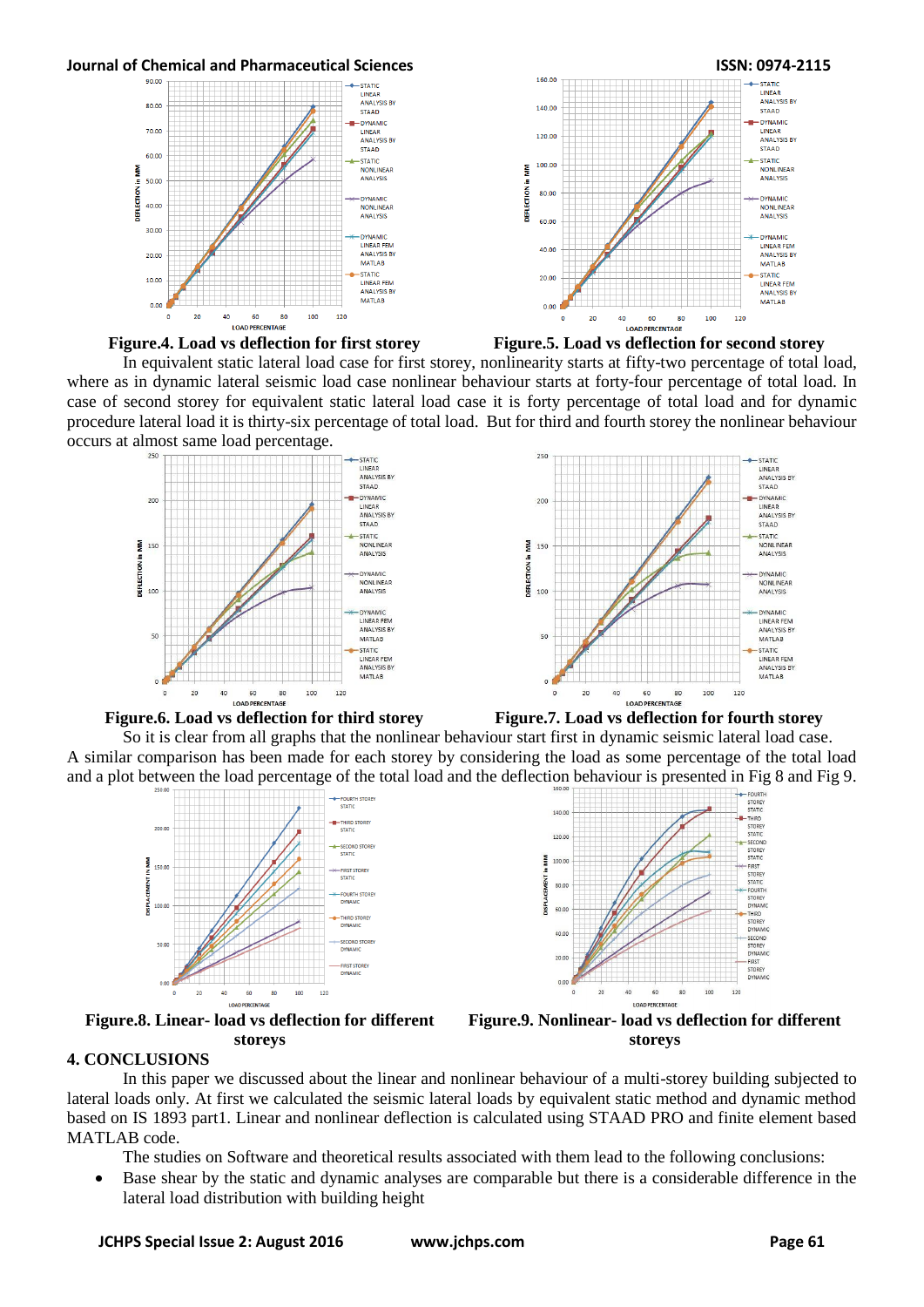DEFLECTION in MM

90.00
80.00
70.00
60.00
50.00
40.00
30.00
20.00
10.00
0.00

0 20 40 60 80 100 120

LOAD PERCENTAGE

STATIC LINEAR ANALYSIS BY STAAD
DYNAMIC LINEAR ANALYSIS BY STAAD
STATIC NONLINEAR ANALYSIS
DYNAMIC NONLINEAR ANALYSIS
DYNAMIC LINEAR FEM ANALYSIS BY MATLAB
STATIC LINEAR FEM ANALYSIS BY MATLAB

**Figure.4. Load vs deflection for first storey**

DEFLECTION in MM

160.00
140.00
120.00
100.00
80.00
60.00
40.00
20.00
0.00

0 20 40 60 80 100 120

LOAD PERCENTAGE

STATIC LINEAR ANALYSIS BY STAAD
DYNAMIC LINEAR ANALYSIS BY STAAD
STATIC NONLINEAR ANALYSIS
DYNAMIC NONLINEAR ANALYSIS
DYNAMIC LINEAR FEM ANALYSIS BY MATLAB
STATIC LINEAR FEM ANALYSIS BY MATLAB

**Figure.5. Load vs deflection for second storey**

In equivalent static lateral load case for first storey, nonlinearity starts at fifty-two percentage of total load, where as in dynamic lateral seismic load case nonlinear behaviour starts at forty-four percentage of total load. In case of second storey for equivalent static lateral load case it is forty percentage of total load and for dynamic procedure lateral load it is thirty-six percentage of total load. But for third and fourth storey the nonlinear behaviour occurs at almost same load percentage.

DEFLECTION in MM

250
200
150
100
50
0

0 20 40 60 80 100 120

LOAD PERCENTAGE

STATIC LINEAR ANALYSIS BY STAAD
DYNAMIC LINEAR ANALYSIS BY STAAD
STATIC NONLINEAR ANALYSIS
DYNAMIC NONLINEAR ANALYSIS
DYNAMIC LINEAR FEM ANALYSIS BY MATLAB
STATIC LINEAR FEM ANALYSIS BY MATLAB

**Figure.6. Load vs deflection for third storey**

DEFLECTION in MM

250
200
150
100
50
0

0 20 40 60 80 100 120

LOAD PERCENTAGE

STATIC LINEAR ANALYSIS BY STAAD
DYNAMIC LINEAR ANALYSIS BY STAAD
STATIC NONLINEAR ANALYSIS
DYNAMIC NONLINEAR ANALYSIS
DYNAMIC LINEAR FEM ANALYSIS BY MATLAB
STATIC LINEAR FEM ANALYSIS BY MATLAB

**Figure.7. Load vs deflection for fourth storey**

So it is clear from all graphs that the nonlinear behaviour start first in dynamic seismic lateral load case. A similar comparison has been made for each storey by considering the load as some percentage of the total load and a plot between the load percentage of the total load and the deflection behaviour is presented in Fig 8 and Fig 9.

DISPLACEMENT IN MM

250.00
200.00
150.00
100.00
50.00
0.00

0 20 40 60 80 100 120

LOAD PERCENTAGE

FOURTH STOREY STATIC
THIRD STOREY STATIC
SECOND STOREY STATIC
FIRST STOREY STATIC
FOURTH STOREY DYNAMIC
THIRD STOREY DYNAMIC
SECOND STOREY DYNAMIC
FIRST STOREY DYNAMIC

**Figure.8. Linear- load vs deflection for different storeys**

DISPLACEMENT in MM

160.00
140.00
120.00
100.00
80.00
60.00
40.00
20.00
0.00

0 20 40 60 80 100 120

LOAD PERCENTAGE

FOURTH STOREY STATIC
THIRD STOREY STATIC
SECOND STOREY STATIC
FIRST STOREY STATIC
FOURTH STOREY DYNAMIC
THIRD STOREY DYNAMIC
SECOND STOREY DYNAMIC
FIRST STOREY DYNAMIC

**Figure.9. Nonlinear- load vs deflection for different storeys**

## 4. CONCLUSIONS

In this paper we discussed about the linear and nonlinear behaviour of a multi-storey building subjected to lateral loads only. At first we calculated the seismic lateral loads by equivalent static method and dynamic method based on IS 1893 part1. Linear and nonlinear deflection is calculated using STAAD PRO and finite element based MATLAB code.

The studies on Software and theoretical results associated with them lead to the following conclusions:

- Base shear by the static and dynamic analyses are comparable but there is a considerable difference in the lateral load distribution with building height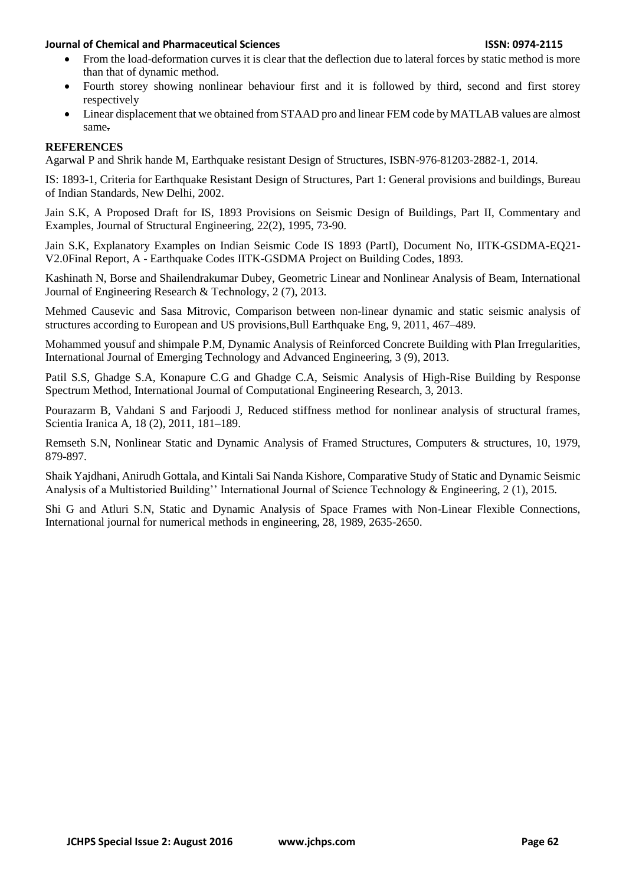- From the load-deformation curves it is clear that the deflection due to lateral forces by static method is more than that of dynamic method.
- Fourth storey showing nonlinear behaviour first and it is followed by third, second and first storey respectively
- Linear displacement that we obtained from STAAD pro and linear FEM code by MATLAB values are almost same.

## REFERENCES

Agarwal P and Shrik hande M, Earthquake resistant Design of Structures, ISBN-976-81203-2882-1, 2014.

IS: 1893-1, Criteria for Earthquake Resistant Design of Structures, Part 1: General provisions and buildings, Bureau of Indian Standards, New Delhi, 2002.

Jain S.K, A Proposed Draft for IS, 1893 Provisions on Seismic Design of Buildings, Part II, Commentary and Examples, Journal of Structural Engineering, 22(2), 1995, 73-90.

Jain S.K, Explanatory Examples on Indian Seismic Code IS 1893 (PartI), Document No, IITK-GSDMA-EQ21-V2.0Final Report, A - Earthquake Codes IITK-GSDMA Project on Building Codes, 1893.

Kashinath N, Borse and Shailendrakumar Dubey, Geometric Linear and Nonlinear Analysis of Beam, International Journal of Engineering Research & Technology, 2 (7), 2013.

Mehmed Causevic and Sasa Mitrovic, Comparison between non-linear dynamic and static seismic analysis of structures according to European and US provisions,Bull Earthquake Eng, 9, 2011, 467–489.

Mohammed yousuf and shimpale P.M, Dynamic Analysis of Reinforced Concrete Building with Plan Irregularities, International Journal of Emerging Technology and Advanced Engineering, 3 (9), 2013.

Patil S.S, Ghadge S.A, Konapure C.G and Ghadge C.A, Seismic Analysis of High-Rise Building by Response Spectrum Method, International Journal of Computational Engineering Research, 3, 2013.

Pourazarm B, Vahdani S and Farjoodi J, Reduced stiffness method for nonlinear analysis of structural frames, Scientia Iranica A, 18 (2), 2011, 181–189.

Remseth S.N, Nonlinear Static and Dynamic Analysis of Framed Structures, Computers & structures, 10, 1979, 879-897.

Shaik Yajdhani, Anirudh Gottala, and Kintali Sai Nanda Kishore, Comparative Study of Static and Dynamic Seismic Analysis of a Multistoried Building'' International Journal of Science Technology & Engineering, 2 (1), 2015.

Shi G and Atluri S.N, Static and Dynamic Analysis of Space Frames with Non-Linear Flexible Connections, International journal for numerical methods in engineering, 28, 1989, 2635-2650.